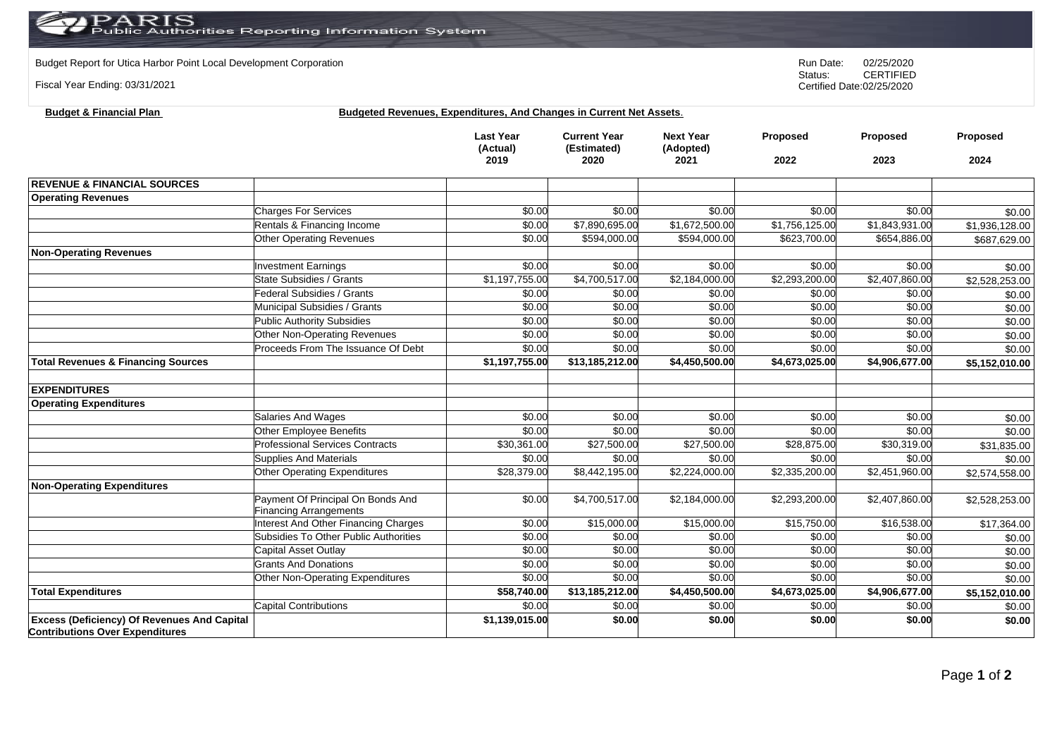Budget Report for Utica Harbor Point Local Development Corporation

Fiscal Year Ending: 03/31/2021

Run Date: 02/25/2020
Status: CERTIFIED
Certified Date:02/25/2020

**Budget & Financial Plan** **Budgeted Revenues, Expenditures, And Changes in Current Net Assets.**

| | | Last Year (Actual) 2019 | Current Year (Estimated) 2020 | Next Year (Adopted) 2021 | Proposed 2022 | Proposed 2023 | Proposed 2024 |
|---|---|---|---|---|---|---|---|
| **REVENUE & FINANCIAL SOURCES** | | | | | | | |
| **Operating Revenues** | | | | | | | |
| | Charges For Services | $0.00 | $0.00 | $0.00 | $0.00 | $0.00 | $0.00 |
| | Rentals & Financing Income | $0.00 | $7,890,695.00 | $1,672,500.00 | $1,756,125.00 | $1,843,931.00 | $1,936,128.00 |
| | Other Operating Revenues | $0.00 | $594,000.00 | $594,000.00 | $623,700.00 | $654,886.00 | $687,629.00 |
| **Non-Operating Revenues** | | | | | | | |
| | Investment Earnings | $0.00 | $0.00 | $0.00 | $0.00 | $0.00 | $0.00 |
| | State Subsidies / Grants | $1,197,755.00 | $4,700,517.00 | $2,184,000.00 | $2,293,200.00 | $2,407,860.00 | $2,528,253.00 |
| | Federal Subsidies / Grants | $0.00 | $0.00 | $0.00 | $0.00 | $0.00 | $0.00 |
| | Municipal Subsidies / Grants | $0.00 | $0.00 | $0.00 | $0.00 | $0.00 | $0.00 |
| | Public Authority Subsidies | $0.00 | $0.00 | $0.00 | $0.00 | $0.00 | $0.00 |
| | Other Non-Operating Revenues | $0.00 | $0.00 | $0.00 | $0.00 | $0.00 | $0.00 |
| | Proceeds From The Issuance Of Debt | $0.00 | $0.00 | $0.00 | $0.00 | $0.00 | $0.00 |
| **Total Revenues & Financing Sources** | | **$1,197,755.00** | **$13,185,212.00** | **$4,450,500.00** | **$4,673,025.00** | **$4,906,677.00** | **$5,152,010.00** |
| | | | | | | | |
| **EXPENDITURES** | | | | | | | |
| **Operating Expenditures** | | | | | | | |
| | Salaries And Wages | $0.00 | $0.00 | $0.00 | $0.00 | $0.00 | $0.00 |
| | Other Employee Benefits | $0.00 | $0.00 | $0.00 | $0.00 | $0.00 | $0.00 |
| | Professional Services Contracts | $30,361.00 | $27,500.00 | $27,500.00 | $28,875.00 | $30,319.00 | $31,835.00 |
| | Supplies And Materials | $0.00 | $0.00 | $0.00 | $0.00 | $0.00 | $0.00 |
| | Other Operating Expenditures | $28,379.00 | $8,442,195.00 | $2,224,000.00 | $2,335,200.00 | $2,451,960.00 | $2,574,558.00 |
| **Non-Operating Expenditures** | | | | | | | |
| | Payment Of Principal On Bonds And Financing Arrangements | $0.00 | $4,700,517.00 | $2,184,000.00 | $2,293,200.00 | $2,407,860.00 | $2,528,253.00 |
| | Interest And Other Financing Charges | $0.00 | $15,000.00 | $15,000.00 | $15,750.00 | $16,538.00 | $17,364.00 |
| | Subsidies To Other Public Authorities | $0.00 | $0.00 | $0.00 | $0.00 | $0.00 | $0.00 |
| | Capital Asset Outlay | $0.00 | $0.00 | $0.00 | $0.00 | $0.00 | $0.00 |
| | Grants And Donations | $0.00 | $0.00 | $0.00 | $0.00 | $0.00 | $0.00 |
| | Other Non-Operating Expenditures | $0.00 | $0.00 | $0.00 | $0.00 | $0.00 | $0.00 |
| **Total Expenditures** | | **$58,740.00** | **$13,185,212.00** | **$4,450,500.00** | **$4,673,025.00** | **$4,906,677.00** | **$5,152,010.00** |
| | Capital Contributions | $0.00 | $0.00 | $0.00 | $0.00 | $0.00 | $0.00 |
| **Excess (Deficiency) Of Revenues And Capital Contributions Over Expenditures** | | **$1,139,015.00** | **$0.00** | **$0.00** | **$0.00** | **$0.00** | **$0.00** |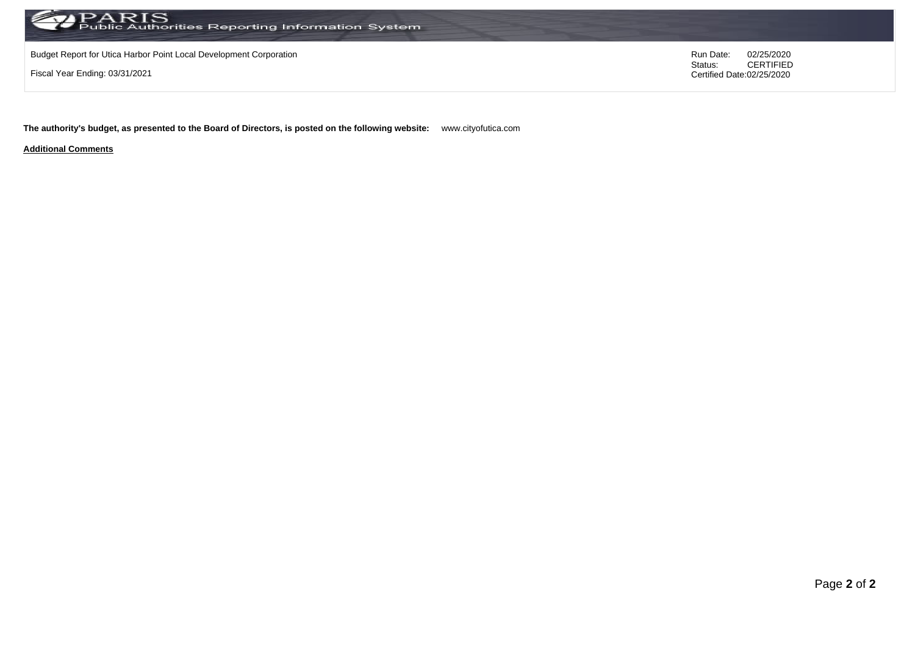Budget Report for Utica Harbor Point Local Development Corporation

Fiscal Year Ending: 03/31/2021

Run Date: 02/25/2020
Status: CERTIFIED
Certified Date: 02/25/2020

**The authority's budget, as presented to the Board of Directors, is posted on the following website:** www.cityofutica.com

**Additional Comments**